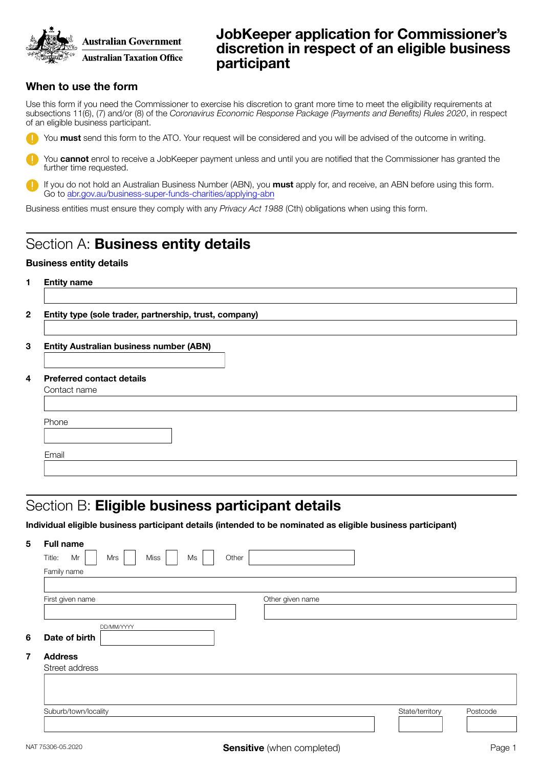Australian Government
Australian Taxation Office

# JobKeeper application for Commissioner's discretion in respect of an eligible business participant

## When to use the form

Use this form if you need the Commissioner to exercise his discretion to grant more time to meet the eligibility requirements at subsections 11(6), (7) and/or (8) of the *Coronavirus Economic Response Package (Payments and Benefits) Rules 2020*, in respect of an eligible business participant.

- You **must** send this form to the ATO. Your request will be considered and you will be advised of the outcome in writing.
- You **cannot** enrol to receive a JobKeeper payment unless and until you are notified that the Commissioner has granted the further time requested.
- If you do not hold an Australian Business Number (ABN), you **must** apply for, and receive, an ABN before using this form. Go to abr.gov.au/business-super-funds-charities/applying-abn

Business entities must ensure they comply with any *Privacy Act 1988* (Cth) obligations when using this form.

## Section A: **Business entity details**

### Business entity details

**1 Entity name**

**2 Entity type (sole trader, partnership, trust, company)**

**3 Entity Australian business number (ABN)**

**4 Preferred contact details**

Contact name

Phone

Email

## Section B: **Eligible business participant details**

**Individual eligible business participant details (intended to be nominated as eligible business participant)**

**5 Full name**

Title: Mr ☐ Mrs ☐ Miss ☐ Ms ☐ Other

Family name

First given name

Other given name

**6 Date of birth** DD/MM/YYYY

**7 Address**

Street address

Suburb/town/locality

State/territory

Postcode

NAT 75306-05.2020

**Sensitive** (when completed)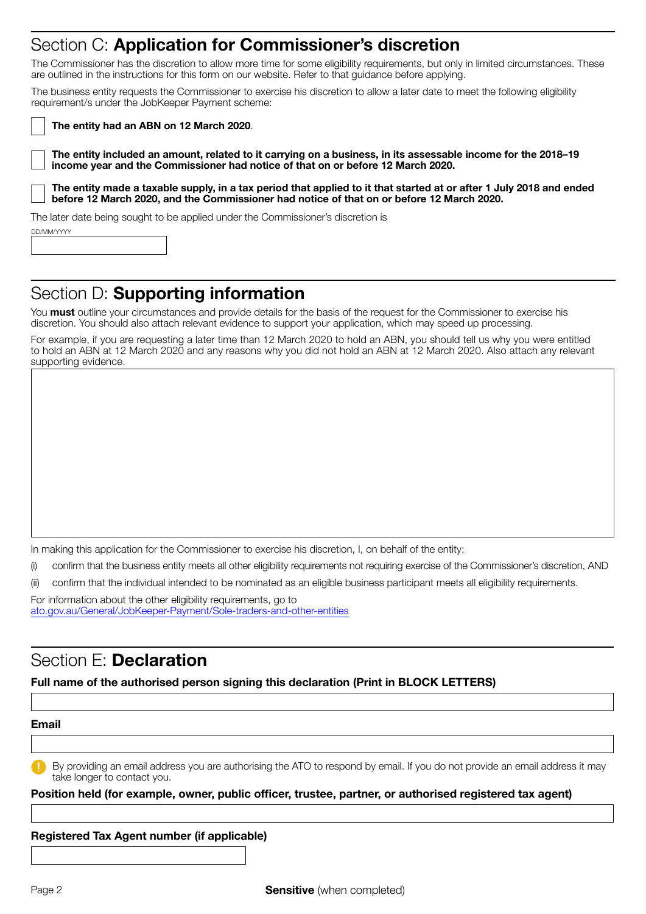## Section C: **Application for Commissioner's discretion**

The Commissioner has the discretion to allow more time for some eligibility requirements, but only in limited circumstances. These are outlined in the instructions for this form on our website. Refer to that guidance before applying.

The business entity requests the Commissioner to exercise his discretion to allow a later date to meet the following eligibility requirement/s under the JobKeeper Payment scheme:

- [ ] **The entity had an ABN on 12 March 2020**.

- [ ] **The entity included an amount, related to it carrying on a business, in its assessable income for the 2018–19 income year and the Commissioner had notice of that on or before 12 March 2020.**

- [ ] **The entity made a taxable supply, in a tax period that applied to it that started at or after 1 July 2018 and ended before 12 March 2020, and the Commissioner had notice of that on or before 12 March 2020.**

The later date being sought to be applied under the Commissioner's discretion is

DD/MM/YYYY

## Section D: **Supporting information**

You **must** outline your circumstances and provide details for the basis of the request for the Commissioner to exercise his discretion. You should also attach relevant evidence to support your application, which may speed up processing.

For example, if you are requesting a later time than 12 March 2020 to hold an ABN, you should tell us why you were entitled to hold an ABN at 12 March 2020 and any reasons why you did not hold an ABN at 12 March 2020. Also attach any relevant supporting evidence.

In making this application for the Commissioner to exercise his discretion, I, on behalf of the entity:

(i) confirm that the business entity meets all other eligibility requirements not requiring exercise of the Commissioner's discretion, AND

(ii) confirm that the individual intended to be nominated as an eligible business participant meets all eligibility requirements.

For information about the other eligibility requirements, go to
ato.gov.au/General/JobKeeper-Payment/Sole-traders-and-other-entities

## Section E: **Declaration**

**Full name of the authorised person signing this declaration (Print in BLOCK LETTERS)**

**Email**

By providing an email address you are authorising the ATO to respond by email. If you do not provide an email address it may take longer to contact you.

**Position held (for example, owner, public officer, trustee, partner, or authorised registered tax agent)**

**Registered Tax Agent number (if applicable)**

**Sensitive** (when completed)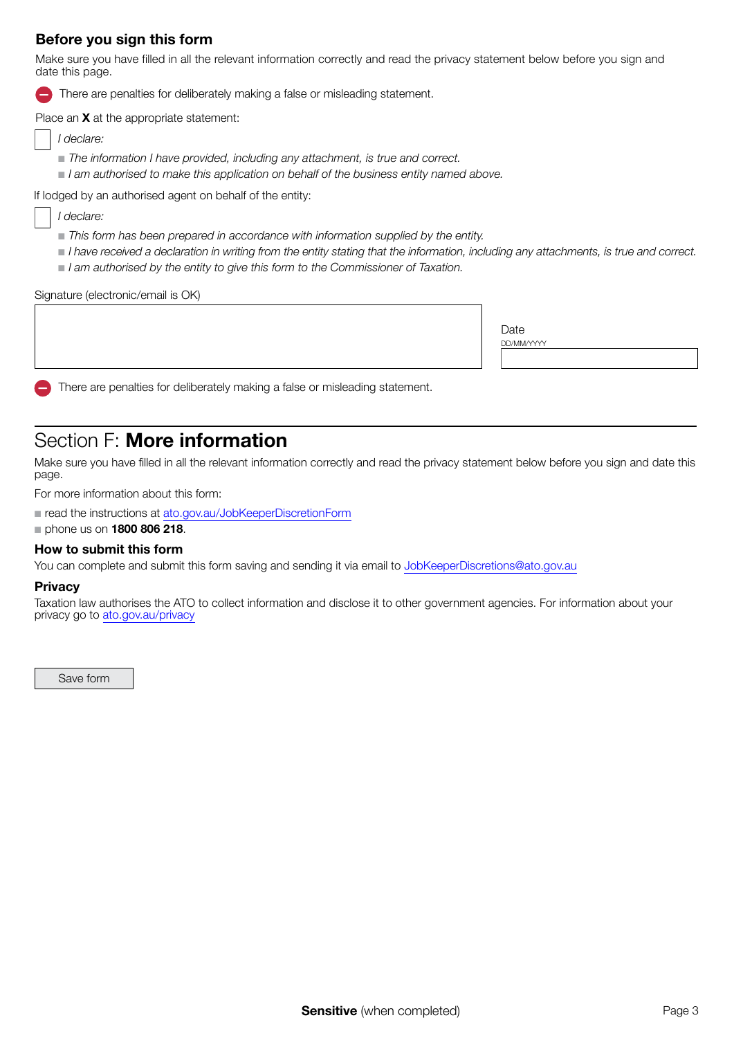## Before you sign this form

Make sure you have filled in all the relevant information correctly and read the privacy statement below before you sign and date this page.

There are penalties for deliberately making a false or misleading statement.

Place an **X** at the appropriate statement:

☐ *I declare:*

- *The information I have provided, including any attachment, is true and correct.*
- *I am authorised to make this application on behalf of the business entity named above.*

If lodged by an authorised agent on behalf of the entity:

☐ *I declare:*

- *This form has been prepared in accordance with information supplied by the entity.*
- *I have received a declaration in writing from the entity stating that the information, including any attachments, is true and correct.*
- *I am authorised by the entity to give this form to the Commissioner of Taxation.*

Signature (electronic/email is OK)

Date
DD/MM/YYYY

There are penalties for deliberately making a false or misleading statement.

## Section F: **More information**

Make sure you have filled in all the relevant information correctly and read the privacy statement below before you sign and date this page.

For more information about this form:

- read the instructions at ato.gov.au/JobKeeperDiscretionForm
- phone us on **1800 806 218**.

### How to submit this form

You can complete and submit this form saving and sending it via email to JobKeeperDiscretions@ato.gov.au

### Privacy

Taxation law authorises the ATO to collect information and disclose it to other government agencies. For information about your privacy go to ato.gov.au/privacy

Save form

**Sensitive** (when completed)